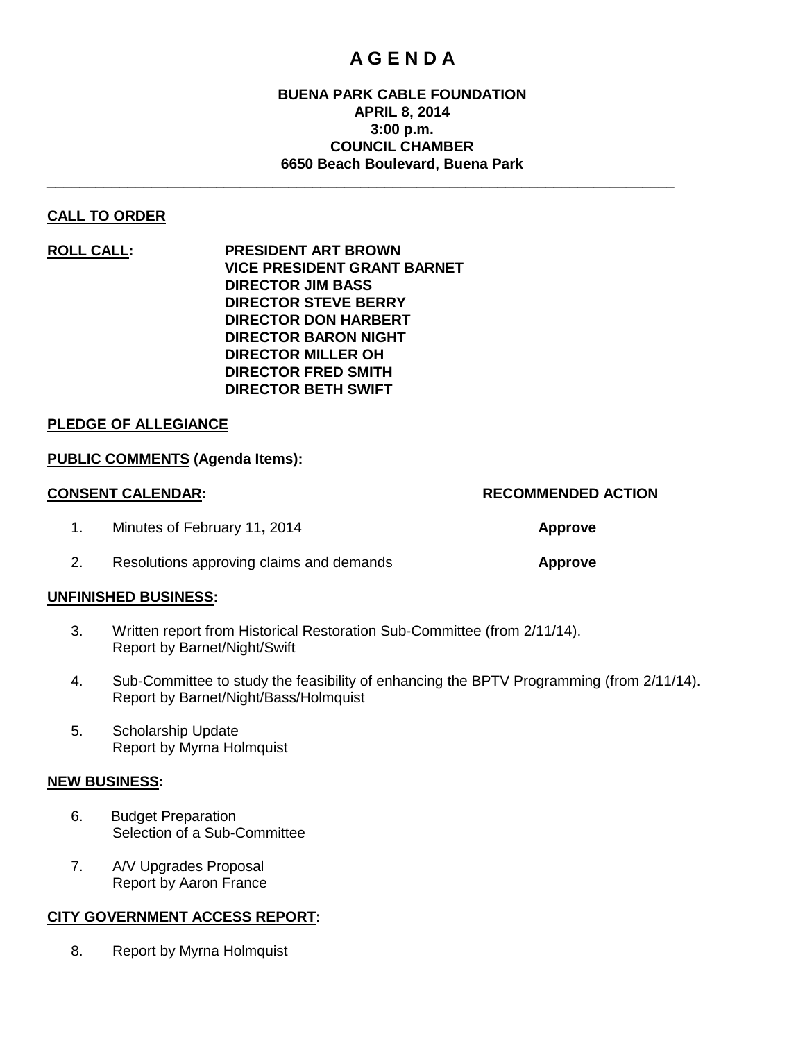# A G E N D A

**BUENA PARK CABLE FOUNDATION**
**APRIL 8, 2014**
**3:00 p.m.**
**COUNCIL CHAMBER**
**6650 Beach Boulevard, Buena Park**

---

**CALL TO ORDER**

**ROLL CALL:**

**PRESIDENT ART BROWN**
**VICE PRESIDENT GRANT BARNET**
**DIRECTOR JIM BASS**
**DIRECTOR STEVE BERRY**
**DIRECTOR DON HARBERT**
**DIRECTOR BARON NIGHT**
**DIRECTOR MILLER OH**
**DIRECTOR FRED SMITH**
**DIRECTOR BETH SWIFT**

**PLEDGE OF ALLEGIANCE**

**PUBLIC COMMENTS (Agenda Items):**

**CONSENT CALENDAR:**

| | | RECOMMENDED ACTION |
|---|---|---|
| 1. | Minutes of February 11, 2014 | **Approve** |
| 2. | Resolutions approving claims and demands | **Approve** |

**UNFINISHED BUSINESS:**

3. Written report from Historical Restoration Sub-Committee (from 2/11/14).
   Report by Barnet/Night/Swift

4. Sub-Committee to study the feasibility of enhancing the BPTV Programming (from 2/11/14).
   Report by Barnet/Night/Bass/Holmquist

5. Scholarship Update
   Report by Myrna Holmquist

**NEW BUSINESS:**

6. Budget Preparation
   Selection of a Sub-Committee

7. A/V Upgrades Proposal
   Report by Aaron France

**CITY GOVERNMENT ACCESS REPORT:**

8. Report by Myrna Holmquist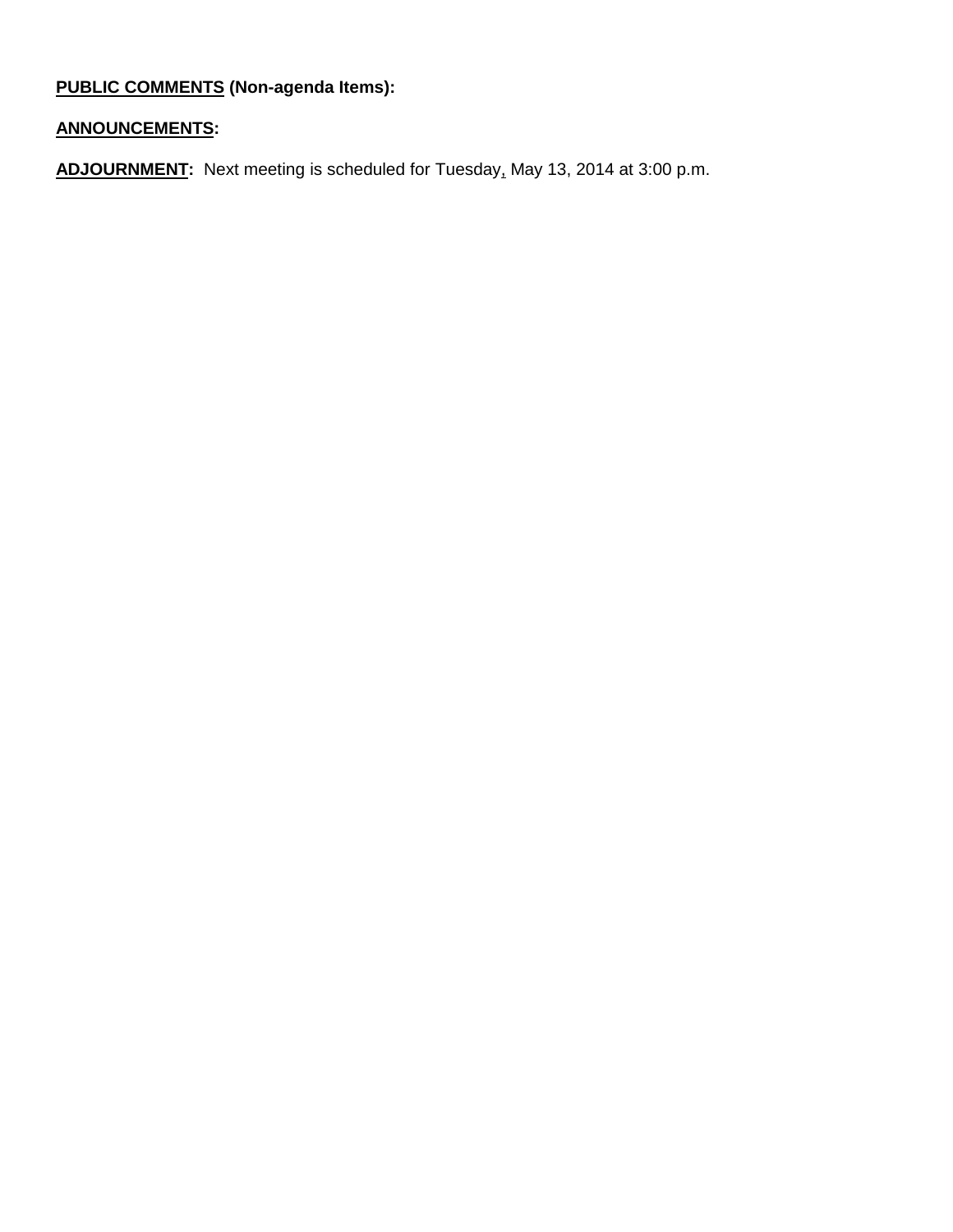**PUBLIC COMMENTS (Non-agenda Items):**

**ANNOUNCEMENTS:**

**ADJOURNMENT:** Next meeting is scheduled for Tuesday, May 13, 2014 at 3:00 p.m.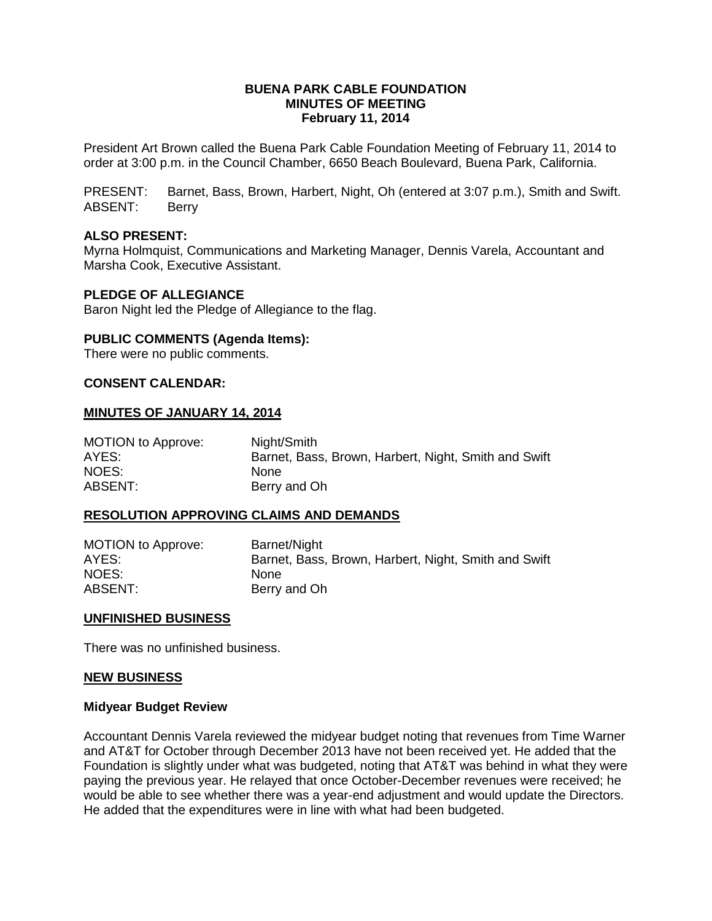**BUENA PARK CABLE FOUNDATION**
**MINUTES OF MEETING**
**February 11, 2014**

President Art Brown called the Buena Park Cable Foundation Meeting of February 11, 2014 to order at 3:00 p.m. in the Council Chamber, 6650 Beach Boulevard, Buena Park, California.

PRESENT: Barnet, Bass, Brown, Harbert, Night, Oh (entered at 3:07 p.m.), Smith and Swift.
ABSENT: Berry

### ALSO PRESENT:

Myrna Holmquist, Communications and Marketing Manager, Dennis Varela, Accountant and Marsha Cook, Executive Assistant.

### PLEDGE OF ALLEGIANCE

Baron Night led the Pledge of Allegiance to the flag.

### PUBLIC COMMENTS (Agenda Items):

There were no public comments.

### CONSENT CALENDAR:

### MINUTES OF JANUARY 14, 2014

MOTION to Approve: Night/Smith
AYES: Barnet, Bass, Brown, Harbert, Night, Smith and Swift
NOES: None
ABSENT: Berry and Oh

### RESOLUTION APPROVING CLAIMS AND DEMANDS

MOTION to Approve: Barnet/Night
AYES: Barnet, Bass, Brown, Harbert, Night, Smith and Swift
NOES: None
ABSENT: Berry and Oh

### UNFINISHED BUSINESS

There was no unfinished business.

### NEW BUSINESS

**Midyear Budget Review**

Accountant Dennis Varela reviewed the midyear budget noting that revenues from Time Warner and AT&T for October through December 2013 have not been received yet. He added that the Foundation is slightly under what was budgeted, noting that AT&T was behind in what they were paying the previous year. He relayed that once October-December revenues were received; he would be able to see whether there was a year-end adjustment and would update the Directors. He added that the expenditures were in line with what had been budgeted.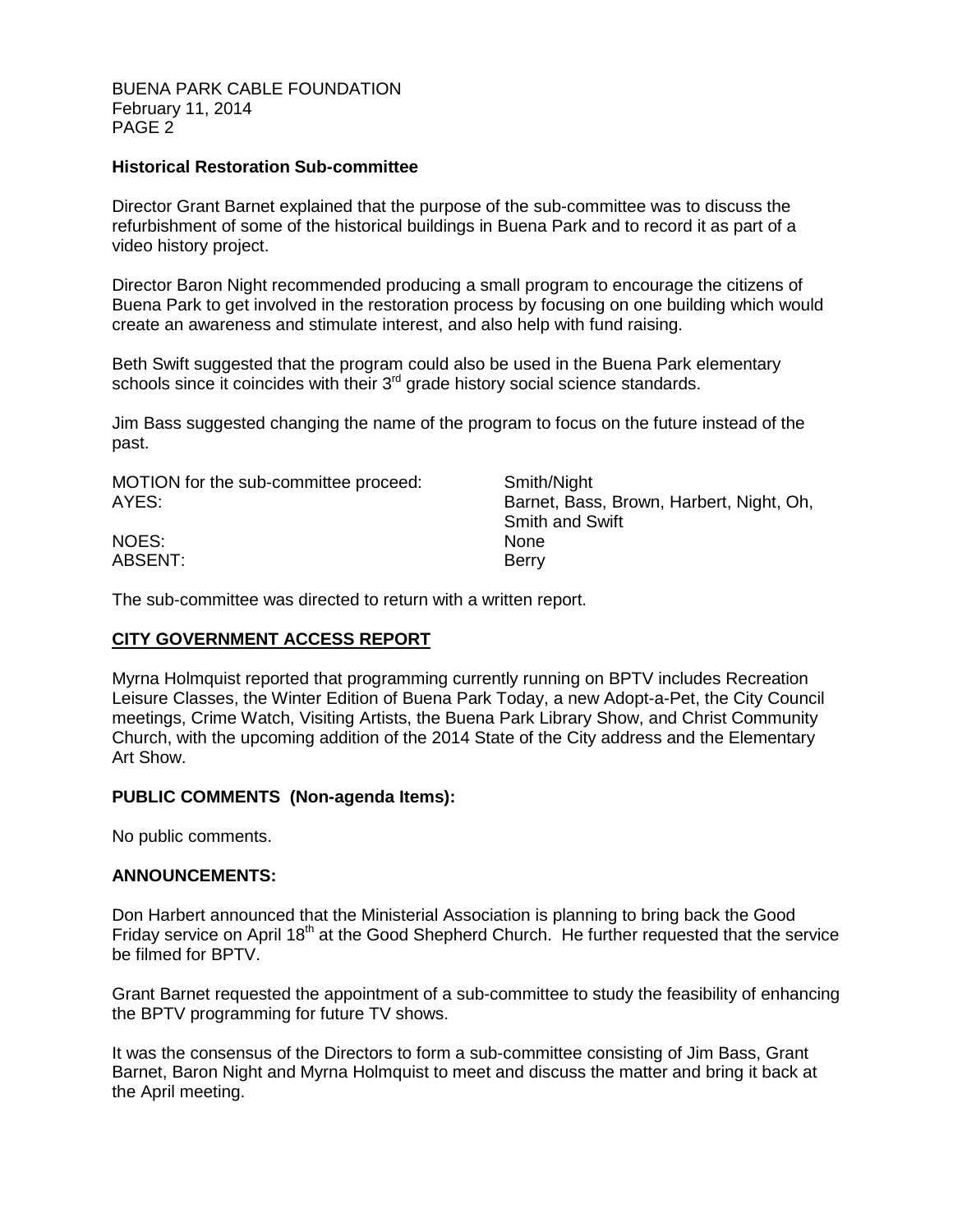### Historical Restoration Sub-committee

Director Grant Barnet explained that the purpose of the sub-committee was to discuss the refurbishment of some of the historical buildings in Buena Park and to record it as part of a video history project.

Director Baron Night recommended producing a small program to encourage the citizens of Buena Park to get involved in the restoration process by focusing on one building which would create an awareness and stimulate interest, and also help with fund raising.

Beth Swift suggested that the program could also be used in the Buena Park elementary schools since it coincides with their 3rd grade history social science standards.

Jim Bass suggested changing the name of the program to focus on the future instead of the past.

| | |
|---|---|
| MOTION for the sub-committee proceed: | Smith/Night |
| AYES: | Barnet, Bass, Brown, Harbert, Night, Oh, Smith and Swift |
| NOES: | None |
| ABSENT: | Berry |

The sub-committee was directed to return with a written report.

## CITY GOVERNMENT ACCESS REPORT

Myrna Holmquist reported that programming currently running on BPTV includes Recreation Leisure Classes, the Winter Edition of Buena Park Today, a new Adopt-a-Pet, the City Council meetings, Crime Watch, Visiting Artists, the Buena Park Library Show, and Christ Community Church, with the upcoming addition of the 2014 State of the City address and the Elementary Art Show.

### PUBLIC COMMENTS (Non-agenda Items):

No public comments.

### ANNOUNCEMENTS:

Don Harbert announced that the Ministerial Association is planning to bring back the Good Friday service on April 18th at the Good Shepherd Church. He further requested that the service be filmed for BPTV.

Grant Barnet requested the appointment of a sub-committee to study the feasibility of enhancing the BPTV programming for future TV shows.

It was the consensus of the Directors to form a sub-committee consisting of Jim Bass, Grant Barnet, Baron Night and Myrna Holmquist to meet and discuss the matter and bring it back at the April meeting.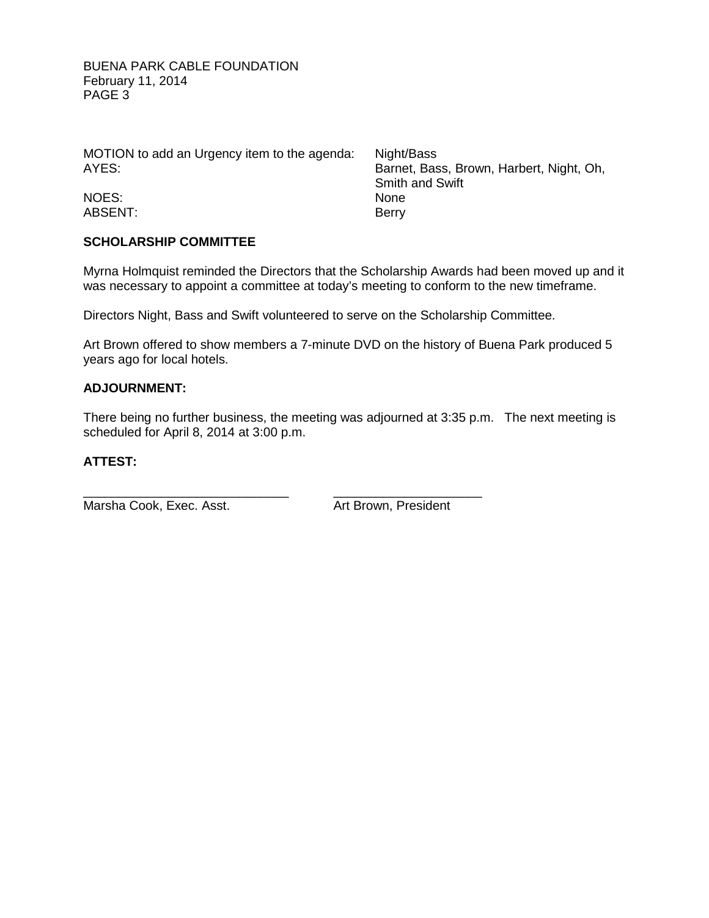| MOTION to add an Urgency item to the agenda: | Night/Bass |
|---|---|
| AYES: | Barnet, Bass, Brown, Harbert, Night, Oh, Smith and Swift |
| NOES: | None |
| ABSENT: | Berry |

**SCHOLARSHIP COMMITTEE**

Myrna Holmquist reminded the Directors that the Scholarship Awards had been moved up and it was necessary to appoint a committee at today's meeting to conform to the new timeframe.

Directors Night, Bass and Swift volunteered to serve on the Scholarship Committee.

Art Brown offered to show members a 7-minute DVD on the history of Buena Park produced 5 years ago for local hotels.

**ADJOURNMENT:**

There being no further business, the meeting was adjourned at 3:35 p.m. The next meeting is scheduled for April 8, 2014 at 3:00 p.m.

**ATTEST:**

_____________________________ _____________________

Marsha Cook, Exec. Asst. Art Brown, President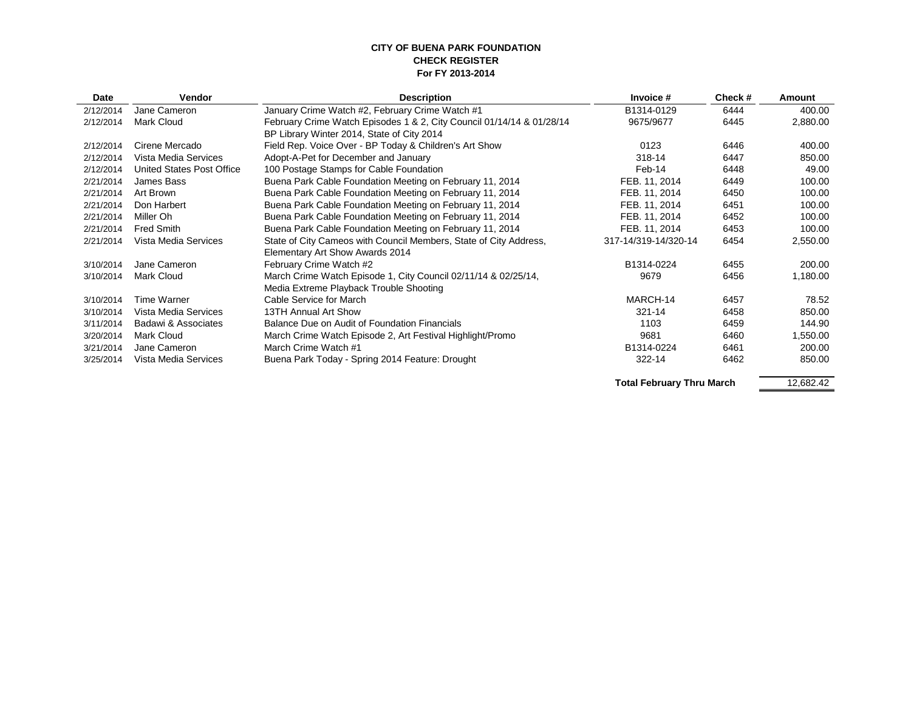**CITY OF BUENA PARK FOUNDATION**
**CHECK REGISTER**
**For FY 2013-2014**

| Date | Vendor | Description | Invoice # | Check # | Amount |
|---|---|---|---|---|---|
| 2/12/2014 | Jane Cameron | January Crime Watch #2, February Crime Watch #1 | B1314-0129 | 6444 | 400.00 |
| 2/12/2014 | Mark Cloud | February Crime Watch Episodes 1 & 2, City Council 01/14/14 & 01/28/14 BP Library Winter 2014, State of City 2014 | 9675/9677 | 6445 | 2,880.00 |
| 2/12/2014 | Cirene Mercado | Field Rep. Voice Over - BP Today & Children's Art Show | 0123 | 6446 | 400.00 |
| 2/12/2014 | Vista Media Services | Adopt-A-Pet for December and January | 318-14 | 6447 | 850.00 |
| 2/12/2014 | United States Post Office | 100 Postage Stamps for Cable Foundation | Feb-14 | 6448 | 49.00 |
| 2/21/2014 | James Bass | Buena Park Cable Foundation Meeting on February 11, 2014 | FEB. 11, 2014 | 6449 | 100.00 |
| 2/21/2014 | Art Brown | Buena Park Cable Foundation Meeting on February 11, 2014 | FEB. 11, 2014 | 6450 | 100.00 |
| 2/21/2014 | Don Harbert | Buena Park Cable Foundation Meeting on February 11, 2014 | FEB. 11, 2014 | 6451 | 100.00 |
| 2/21/2014 | Miller Oh | Buena Park Cable Foundation Meeting on February 11, 2014 | FEB. 11, 2014 | 6452 | 100.00 |
| 2/21/2014 | Fred Smith | Buena Park Cable Foundation Meeting on February 11, 2014 | FEB. 11, 2014 | 6453 | 100.00 |
| 2/21/2014 | Vista Media Services | State of City Cameos with Council Members, State of City Address, Elementary Art Show Awards 2014 | 317-14/319-14/320-14 | 6454 | 2,550.00 |
| 3/10/2014 | Jane Cameron | February Crime Watch #2 | B1314-0224 | 6455 | 200.00 |
| 3/10/2014 | Mark Cloud | March Crime Watch Episode 1, City Council 02/11/14 & 02/25/14, Media Extreme Playback Trouble Shooting | 9679 | 6456 | 1,180.00 |
| 3/10/2014 | Time Warner | Cable Service for March | MARCH-14 | 6457 | 78.52 |
| 3/10/2014 | Vista Media Services | 13TH Annual Art Show | 321-14 | 6458 | 850.00 |
| 3/11/2014 | Badawi & Associates | Balance Due on Audit of Foundation Financials | 1103 | 6459 | 144.90 |
| 3/20/2014 | Mark Cloud | March Crime Watch Episode 2, Art Festival Highlight/Promo | 9681 | 6460 | 1,550.00 |
| 3/21/2014 | Jane Cameron | March Crime Watch #1 | B1314-0224 | 6461 | 200.00 |
| 3/25/2014 | Vista Media Services | Buena Park Today - Spring 2014 Feature: Drought | 322-14 | 6462 | 850.00 |
| | | | **Total February Thru March** | | 12,682.42 |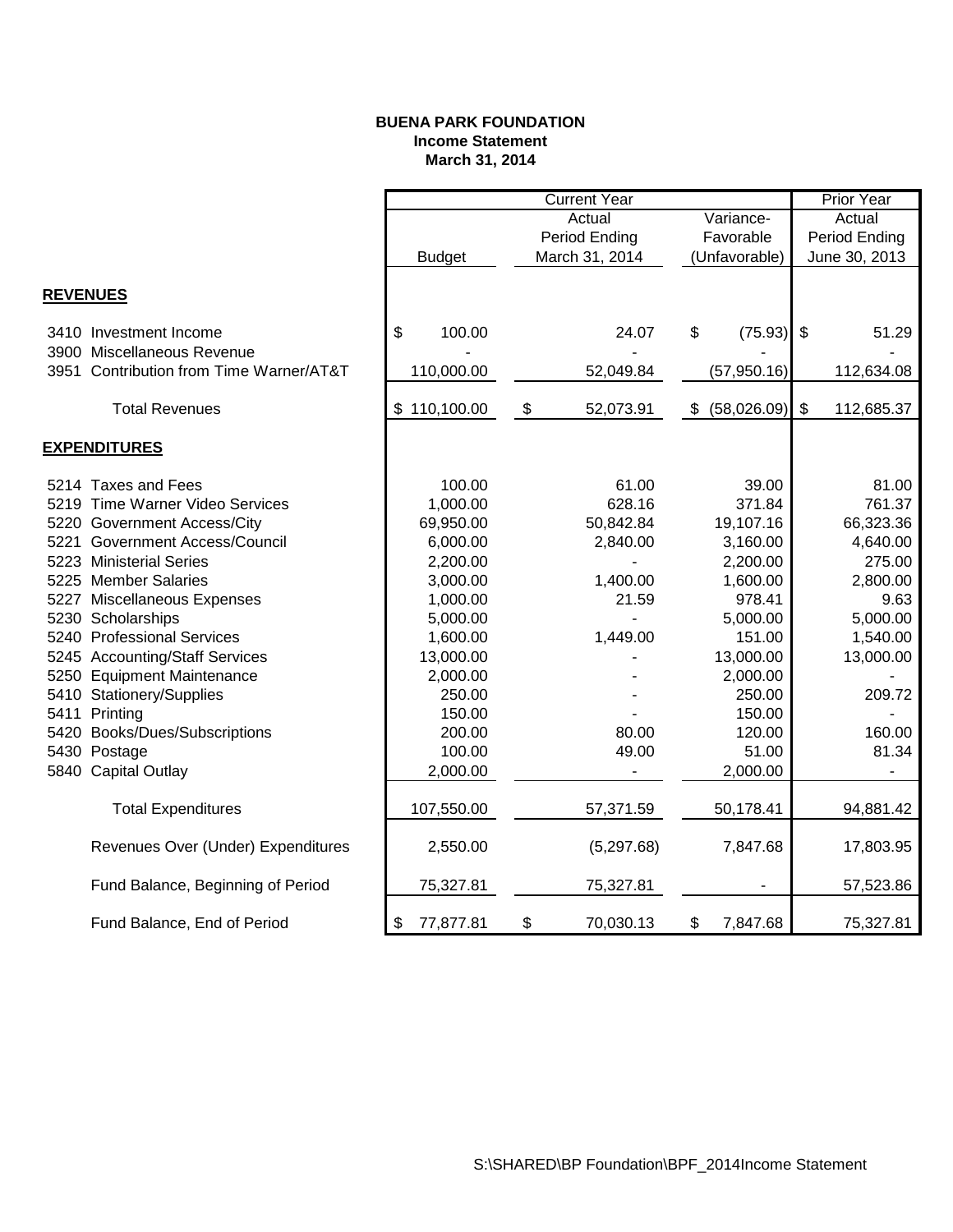**BUENA PARK FOUNDATION**
**Income Statement**
**March 31, 2014**

| | Current Year | | | Prior Year |
|---|---|---|---|---|
| | Budget | Actual Period Ending March 31, 2014 | Variance- Favorable (Unfavorable) | Actual Period Ending June 30, 2013 |
| **REVENUES** | | | | |
| 3410 Investment Income | $ 100.00 | 24.07 | $ (75.93) | $ 51.29 |
| 3900 Miscellaneous Revenue | - | - | - | - |
| 3951 Contribution from Time Warner/AT&T | 110,000.00 | 52,049.84 | (57,950.16) | 112,634.08 |
| Total Revenues | $ 110,100.00 | $ 52,073.91 | $ (58,026.09) | $ 112,685.37 |
| **EXPENDITURES** | | | | |
| 5214 Taxes and Fees | 100.00 | 61.00 | 39.00 | 81.00 |
| 5219 Time Warner Video Services | 1,000.00 | 628.16 | 371.84 | 761.37 |
| 5220 Government Access/City | 69,950.00 | 50,842.84 | 19,107.16 | 66,323.36 |
| 5221 Government Access/Council | 6,000.00 | 2,840.00 | 3,160.00 | 4,640.00 |
| 5223 Ministerial Series | 2,200.00 | - | 2,200.00 | 275.00 |
| 5225 Member Salaries | 3,000.00 | 1,400.00 | 1,600.00 | 2,800.00 |
| 5227 Miscellaneous Expenses | 1,000.00 | 21.59 | 978.41 | 9.63 |
| 5230 Scholarships | 5,000.00 | - | 5,000.00 | 5,000.00 |
| 5240 Professional Services | 1,600.00 | 1,449.00 | 151.00 | 1,540.00 |
| 5245 Accounting/Staff Services | 13,000.00 | - | 13,000.00 | 13,000.00 |
| 5250 Equipment Maintenance | 2,000.00 | - | 2,000.00 | - |
| 5410 Stationery/Supplies | 250.00 | - | 250.00 | 209.72 |
| 5411 Printing | 150.00 | - | 150.00 | - |
| 5420 Books/Dues/Subscriptions | 200.00 | 80.00 | 120.00 | 160.00 |
| 5430 Postage | 100.00 | 49.00 | 51.00 | 81.34 |
| 5840 Capital Outlay | 2,000.00 | - | 2,000.00 | - |
| Total Expenditures | 107,550.00 | 57,371.59 | 50,178.41 | 94,881.42 |
| Revenues Over (Under) Expenditures | 2,550.00 | (5,297.68) | 7,847.68 | 17,803.95 |
| Fund Balance, Beginning of Period | 75,327.81 | 75,327.81 | - | 57,523.86 |
| Fund Balance, End of Period | $ 77,877.81 | $ 70,030.13 | $ 7,847.68 | 75,327.81 |

S:\SHARED\BP Foundation\BPF_2014Income Statement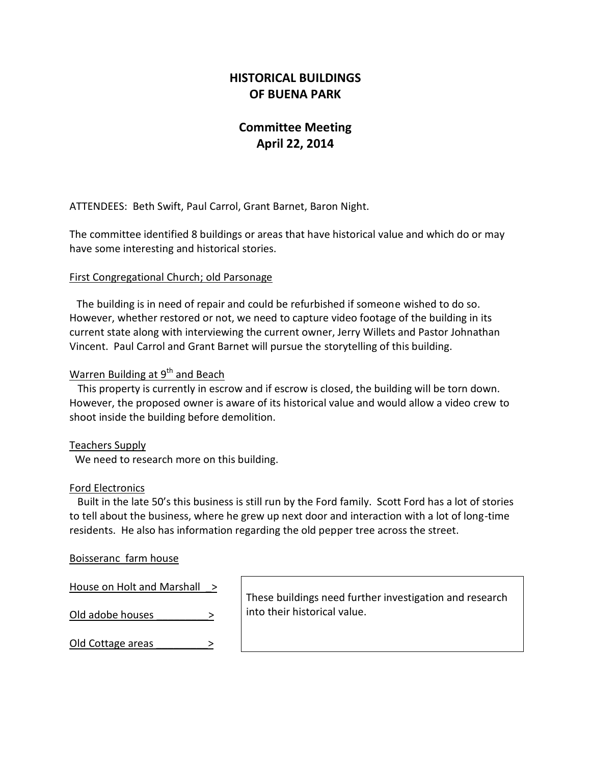# HISTORICAL BUILDINGS OF BUENA PARK

## Committee Meeting
## April 22, 2014

ATTENDEES: Beth Swift, Paul Carrol, Grant Barnet, Baron Night.

The committee identified 8 buildings or areas that have historical value and which do or may have some interesting and historical stories.

<u>First Congregational Church; old Parsonage</u>

The building is in need of repair and could be refurbished if someone wished to do so. However, whether restored or not, we need to capture video footage of the building in its current state along with interviewing the current owner, Jerry Willets and Pastor Johnathan Vincent. Paul Carrol and Grant Barnet will pursue the storytelling of this building.

<u>Warren Building at 9th and Beach</u>

This property is currently in escrow and if escrow is closed, the building will be torn down. However, the proposed owner is aware of its historical value and would allow a video crew to shoot inside the building before demolition.

<u>Teachers Supply</u>

We need to research more on this building.

<u>Ford Electronics</u>

Built in the late 50's this business is still run by the Ford family. Scott Ford has a lot of stories to tell about the business, where he grew up next door and interaction with a lot of long-time residents. He also has information regarding the old pepper tree across the street.

<u>Boisseranc farm house</u>

<u>House on Holt and Marshall</u> >

<u>Old adobe houses</u> >

<u>Old Cottage areas</u> >

These buildings need further investigation and research into their historical value.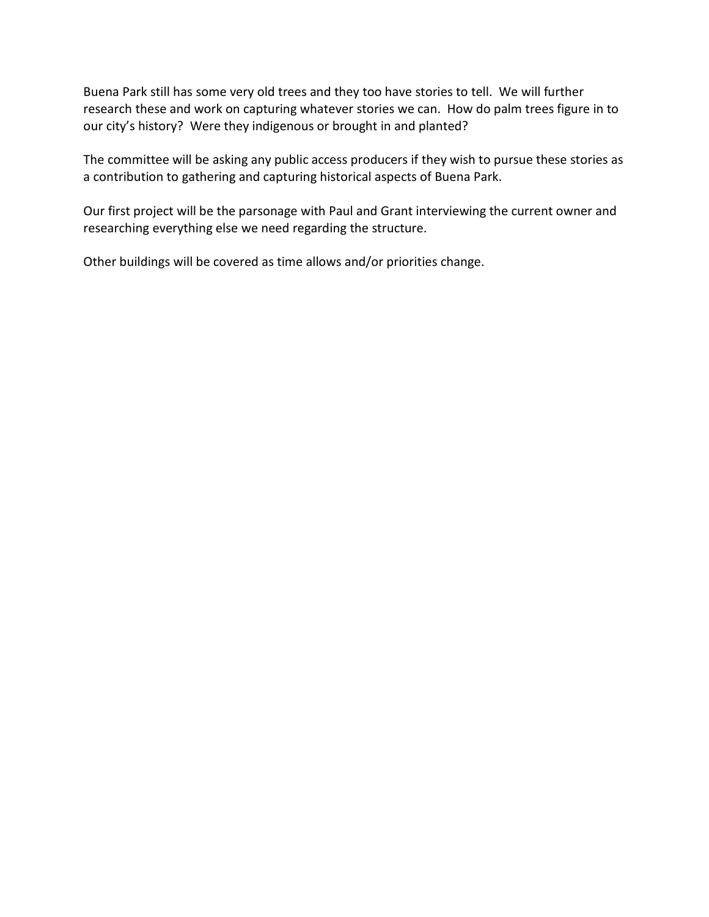Buena Park still has some very old trees and they too have stories to tell. We will further research these and work on capturing whatever stories we can. How do palm trees figure in to our city's history? Were they indigenous or brought in and planted?

The committee will be asking any public access producers if they wish to pursue these stories as a contribution to gathering and capturing historical aspects of Buena Park.

Our first project will be the parsonage with Paul and Grant interviewing the current owner and researching everything else we need regarding the structure.

Other buildings will be covered as time allows and/or priorities change.